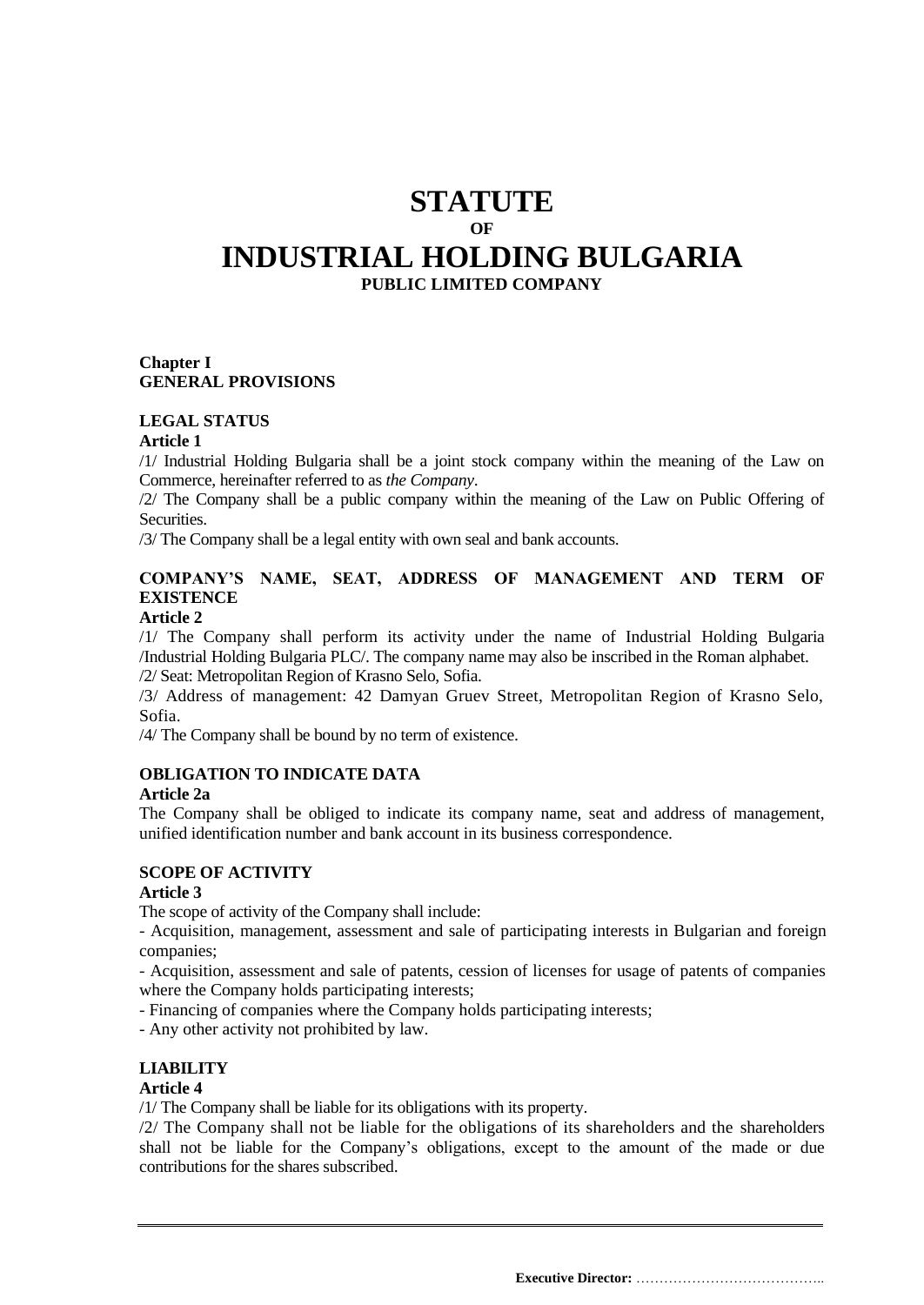# STATUTE

**OF**

# INDUSTRIAL HOLDING BULGARIA

**PUBLIC LIMITED COMPANY**

## Chapter I
## GENERAL PROVISIONS

### LEGAL STATUS

**Article 1**

/1/ Industrial Holding Bulgaria shall be a joint stock company within the meaning of the Law on Commerce, hereinafter referred to as *the Company*.

/2/ The Company shall be a public company within the meaning of the Law on Public Offering of Securities.

/3/ The Company shall be a legal entity with own seal and bank accounts.

### COMPANY'S NAME, SEAT, ADDRESS OF MANAGEMENT AND TERM OF EXISTENCE

**Article 2**

/1/ The Company shall perform its activity under the name of Industrial Holding Bulgaria /Industrial Holding Bulgaria PLC/. The company name may also be inscribed in the Roman alphabet.

/2/ Seat: Metropolitan Region of Krasno Selo, Sofia.

/3/ Address of management: 42 Damyan Gruev Street, Metropolitan Region of Krasno Selo, Sofia.

/4/ The Company shall be bound by no term of existence.

### OBLIGATION TO INDICATE DATA

**Article 2a**

The Company shall be obliged to indicate its company name, seat and address of management, unified identification number and bank account in its business correspondence.

### SCOPE OF ACTIVITY

**Article 3**

The scope of activity of the Company shall include:

- Acquisition, management, assessment and sale of participating interests in Bulgarian and foreign companies;
- Acquisition, assessment and sale of patents, cession of licenses for usage of patents of companies where the Company holds participating interests;
- Financing of companies where the Company holds participating interests;
- Any other activity not prohibited by law.

### LIABILITY

**Article 4**

/1/ The Company shall be liable for its obligations with its property.

/2/ The Company shall not be liable for the obligations of its shareholders and the shareholders shall not be liable for the Company's obligations, except to the amount of the made or due contributions for the shares subscribed.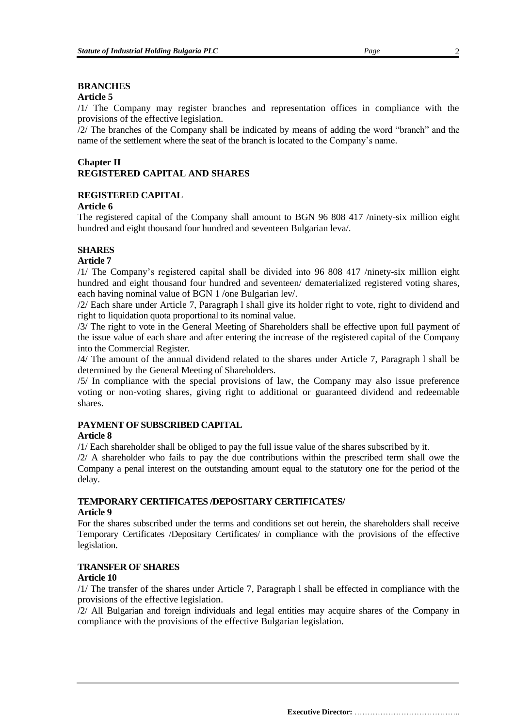**BRANCHES**
**Article 5**

/1/ The Company may register branches and representation offices in compliance with the provisions of the effective legislation.

/2/ The branches of the Company shall be indicated by means of adding the word "branch" and the name of the settlement where the seat of the branch is located to the Company's name.

## Chapter II
## REGISTERED CAPITAL AND SHARES

**REGISTERED CAPITAL**
**Article 6**

The registered capital of the Company shall amount to BGN 96 808 417 /ninety-six million eight hundred and eight thousand four hundred and seventeen Bulgarian leva/.

**SHARES**
**Article 7**

/1/ The Company's registered capital shall be divided into 96 808 417 /ninety-six million eight hundred and eight thousand four hundred and seventeen/ dematerialized registered voting shares, each having nominal value of BGN 1 /one Bulgarian lev/.

/2/ Each share under Article 7, Paragraph l shall give its holder right to vote, right to dividend and right to liquidation quota proportional to its nominal value.

/3/ The right to vote in the General Meeting of Shareholders shall be effective upon full payment of the issue value of each share and after entering the increase of the registered capital of the Company into the Commercial Register.

/4/ The amount of the annual dividend related to the shares under Article 7, Paragraph l shall be determined by the General Meeting of Shareholders.

/5/ In compliance with the special provisions of law, the Company may also issue preference voting or non-voting shares, giving right to additional or guaranteed dividend and redeemable shares.

**PAYMENT OF SUBSCRIBED CAPITAL**
**Article 8**

/1/ Each shareholder shall be obliged to pay the full issue value of the shares subscribed by it.

/2/ A shareholder who fails to pay the due contributions within the prescribed term shall owe the Company a penal interest on the outstanding amount equal to the statutory one for the period of the delay.

**TEMPORARY CERTIFICATES /DEPOSITARY CERTIFICATES/**
**Article 9**

For the shares subscribed under the terms and conditions set out herein, the shareholders shall receive Temporary Certificates /Depositary Certificates/ in compliance with the provisions of the effective legislation.

**TRANSFER OF SHARES**
**Article 10**

/1/ The transfer of the shares under Article 7, Paragraph l shall be effected in compliance with the provisions of the effective legislation.

/2/ All Bulgarian and foreign individuals and legal entities may acquire shares of the Company in compliance with the provisions of the effective Bulgarian legislation.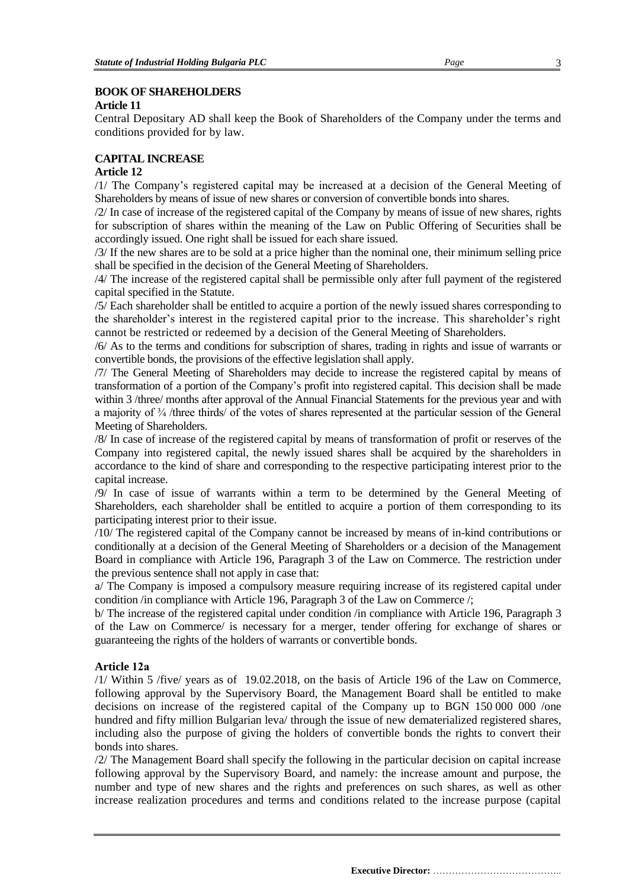**BOOK OF SHAREHOLDERS**

**Article 11**

Central Depositary AD shall keep the Book of Shareholders of the Company under the terms and conditions provided for by law.

**CAPITAL INCREASE**

**Article 12**

/1/ The Company's registered capital may be increased at a decision of the General Meeting of Shareholders by means of issue of new shares or conversion of convertible bonds into shares.

/2/ In case of increase of the registered capital of the Company by means of issue of new shares, rights for subscription of shares within the meaning of the Law on Public Offering of Securities shall be accordingly issued. One right shall be issued for each share issued.

/3/ If the new shares are to be sold at a price higher than the nominal one, their minimum selling price shall be specified in the decision of the General Meeting of Shareholders.

/4/ The increase of the registered capital shall be permissible only after full payment of the registered capital specified in the Statute.

/5/ Each shareholder shall be entitled to acquire a portion of the newly issued shares corresponding to the shareholder's interest in the registered capital prior to the increase. This shareholder's right cannot be restricted or redeemed by a decision of the General Meeting of Shareholders.

/6/ As to the terms and conditions for subscription of shares, trading in rights and issue of warrants or convertible bonds, the provisions of the effective legislation shall apply.

/7/ The General Meeting of Shareholders may decide to increase the registered capital by means of transformation of a portion of the Company's profit into registered capital. This decision shall be made within 3 /three/ months after approval of the Annual Financial Statements for the previous year and with a majority of ¾ /three thirds/ of the votes of shares represented at the particular session of the General Meeting of Shareholders.

/8/ In case of increase of the registered capital by means of transformation of profit or reserves of the Company into registered capital, the newly issued shares shall be acquired by the shareholders in accordance to the kind of share and corresponding to the respective participating interest prior to the capital increase.

/9/ In case of issue of warrants within a term to be determined by the General Meeting of Shareholders, each shareholder shall be entitled to acquire a portion of them corresponding to its participating interest prior to their issue.

/10/ The registered capital of the Company cannot be increased by means of in-kind contributions or conditionally at a decision of the General Meeting of Shareholders or a decision of the Management Board in compliance with Article 196, Paragraph 3 of the Law on Commerce. The restriction under the previous sentence shall not apply in case that:

a/ The Company is imposed a compulsory measure requiring increase of its registered capital under condition /in compliance with Article 196, Paragraph 3 of the Law on Commerce /;

b/ The increase of the registered capital under condition /in compliance with Article 196, Paragraph 3 of the Law on Commerce/ is necessary for a merger, tender offering for exchange of shares or guaranteeing the rights of the holders of warrants or convertible bonds.

**Article 12a**

/1/ Within 5 /five/ years as of 19.02.2018, on the basis of Article 196 of the Law on Commerce, following approval by the Supervisory Board, the Management Board shall be entitled to make decisions on increase of the registered capital of the Company up to BGN 150 000 000 /one hundred and fifty million Bulgarian leva/ through the issue of new dematerialized registered shares, including also the purpose of giving the holders of convertible bonds the rights to convert their bonds into shares.

/2/ The Management Board shall specify the following in the particular decision on capital increase following approval by the Supervisory Board, and namely: the increase amount and purpose, the number and type of new shares and the rights and preferences on such shares, as well as other increase realization procedures and terms and conditions related to the increase purpose (capital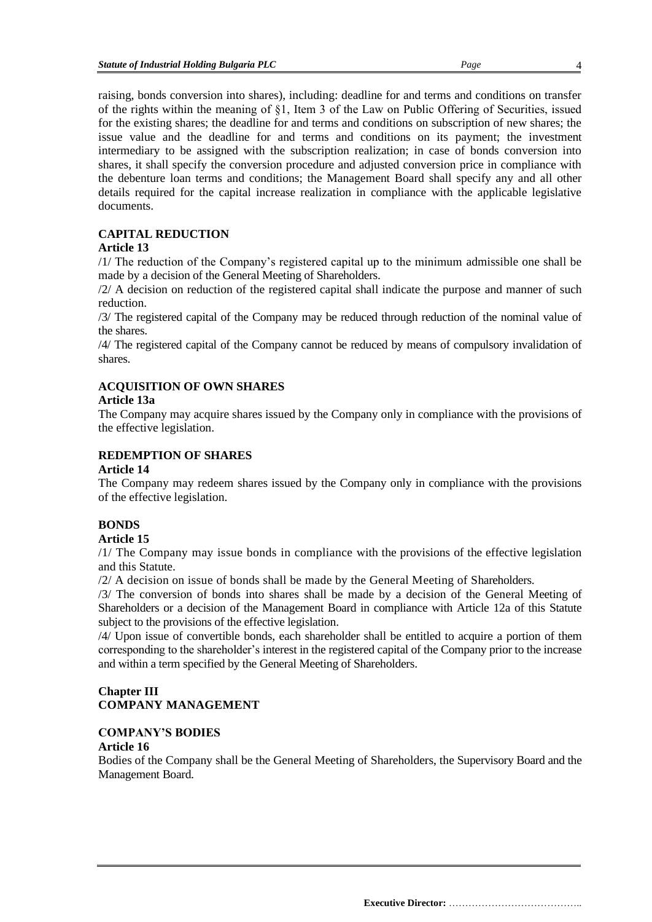raising, bonds conversion into shares), including: deadline for and terms and conditions on transfer of the rights within the meaning of §1, Item 3 of the Law on Public Offering of Securities, issued for the existing shares; the deadline for and terms and conditions on subscription of new shares; the issue value and the deadline for and terms and conditions on its payment; the investment intermediary to be assigned with the subscription realization; in case of bonds conversion into shares, it shall specify the conversion procedure and adjusted conversion price in compliance with the debenture loan terms and conditions; the Management Board shall specify any and all other details required for the capital increase realization in compliance with the applicable legislative documents.

**CAPITAL REDUCTION**

**Article 13**

/1/ The reduction of the Company's registered capital up to the minimum admissible one shall be made by a decision of the General Meeting of Shareholders.

/2/ A decision on reduction of the registered capital shall indicate the purpose and manner of such reduction.

/3/ The registered capital of the Company may be reduced through reduction of the nominal value of the shares.

/4/ The registered capital of the Company cannot be reduced by means of compulsory invalidation of shares.

**ACQUISITION OF OWN SHARES**

**Article 13a**

The Company may acquire shares issued by the Company only in compliance with the provisions of the effective legislation.

**REDEMPTION OF SHARES**

**Article 14**

The Company may redeem shares issued by the Company only in compliance with the provisions of the effective legislation.

**BONDS**

**Article 15**

/1/ The Company may issue bonds in compliance with the provisions of the effective legislation and this Statute.

/2/ A decision on issue of bonds shall be made by the General Meeting of Shareholders.

/3/ The conversion of bonds into shares shall be made by a decision of the General Meeting of Shareholders or a decision of the Management Board in compliance with Article 12a of this Statute subject to the provisions of the effective legislation.

/4/ Upon issue of convertible bonds, each shareholder shall be entitled to acquire a portion of them corresponding to the shareholder's interest in the registered capital of the Company prior to the increase and within a term specified by the General Meeting of Shareholders.

## Chapter III
## COMPANY MANAGEMENT

**COMPANY'S BODIES**

**Article 16**

Bodies of the Company shall be the General Meeting of Shareholders, the Supervisory Board and the Management Board.

**Executive Director:** …………………………………..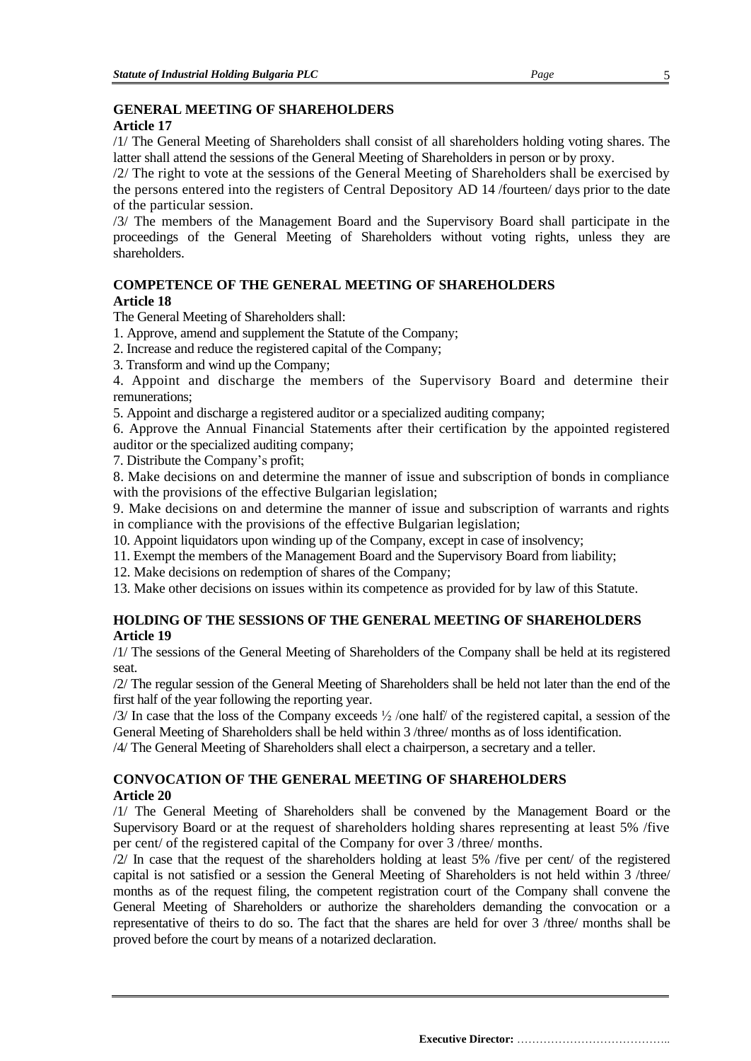## GENERAL MEETING OF SHAREHOLDERS

**Article 17**

/1/ The General Meeting of Shareholders shall consist of all shareholders holding voting shares. The latter shall attend the sessions of the General Meeting of Shareholders in person or by proxy.

/2/ The right to vote at the sessions of the General Meeting of Shareholders shall be exercised by the persons entered into the registers of Central Depository AD 14 /fourteen/ days prior to the date of the particular session.

/3/ The members of the Management Board and the Supervisory Board shall participate in the proceedings of the General Meeting of Shareholders without voting rights, unless they are shareholders.

## COMPETENCE OF THE GENERAL MEETING OF SHAREHOLDERS

**Article 18**

The General Meeting of Shareholders shall:

1. Approve, amend and supplement the Statute of the Company;
2. Increase and reduce the registered capital of the Company;
3. Transform and wind up the Company;
4. Appoint and discharge the members of the Supervisory Board and determine their remunerations;
5. Appoint and discharge a registered auditor or a specialized auditing company;
6. Approve the Annual Financial Statements after their certification by the appointed registered auditor or the specialized auditing company;
7. Distribute the Company's profit;
8. Make decisions on and determine the manner of issue and subscription of bonds in compliance with the provisions of the effective Bulgarian legislation;
9. Make decisions on and determine the manner of issue and subscription of warrants and rights in compliance with the provisions of the effective Bulgarian legislation;
10. Appoint liquidators upon winding up of the Company, except in case of insolvency;
11. Exempt the members of the Management Board and the Supervisory Board from liability;
12. Make decisions on redemption of shares of the Company;
13. Make other decisions on issues within its competence as provided for by law of this Statute.

## HOLDING OF THE SESSIONS OF THE GENERAL MEETING OF SHAREHOLDERS

**Article 19**

/1/ The sessions of the General Meeting of Shareholders of the Company shall be held at its registered seat.

/2/ The regular session of the General Meeting of Shareholders shall be held not later than the end of the first half of the year following the reporting year.

/3/ In case that the loss of the Company exceeds ½ /one half/ of the registered capital, a session of the General Meeting of Shareholders shall be held within 3 /three/ months as of loss identification.

/4/ The General Meeting of Shareholders shall elect a chairperson, a secretary and a teller.

## CONVOCATION OF THE GENERAL MEETING OF SHAREHOLDERS

**Article 20**

/1/ The General Meeting of Shareholders shall be convened by the Management Board or the Supervisory Board or at the request of shareholders holding shares representing at least 5% /five per cent/ of the registered capital of the Company for over 3 /three/ months.

/2/ In case that the request of the shareholders holding at least 5% /five per cent/ of the registered capital is not satisfied or a session the General Meeting of Shareholders is not held within 3 /three/ months as of the request filing, the competent registration court of the Company shall convene the General Meeting of Shareholders or authorize the shareholders demanding the convocation or a representative of theirs to do so. The fact that the shares are held for over 3 /three/ months shall be proved before the court by means of a notarized declaration.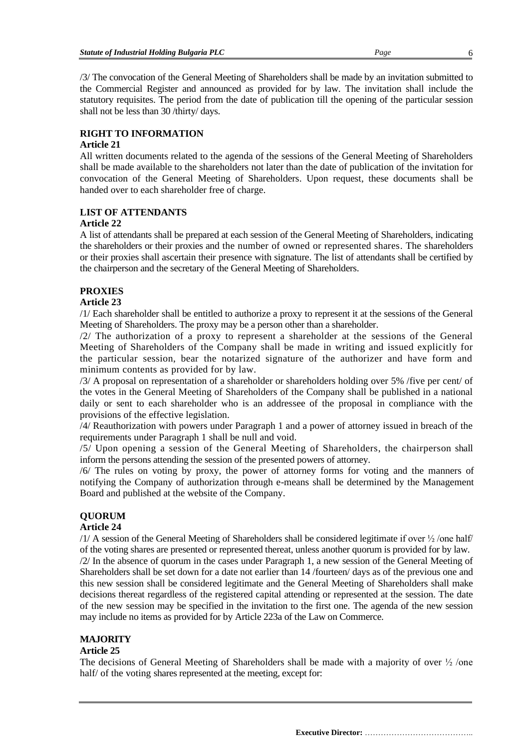/3/ The convocation of the General Meeting of Shareholders shall be made by an invitation submitted to the Commercial Register and announced as provided for by law. The invitation shall include the statutory requisites. The period from the date of publication till the opening of the particular session shall not be less than 30 /thirty/ days.

**RIGHT TO INFORMATION**

**Article 21**

All written documents related to the agenda of the sessions of the General Meeting of Shareholders shall be made available to the shareholders not later than the date of publication of the invitation for convocation of the General Meeting of Shareholders. Upon request, these documents shall be handed over to each shareholder free of charge.

**LIST OF ATTENDANTS**

**Article 22**

A list of attendants shall be prepared at each session of the General Meeting of Shareholders, indicating the shareholders or their proxies and the number of owned or represented shares. The shareholders or their proxies shall ascertain their presence with signature. The list of attendants shall be certified by the chairperson and the secretary of the General Meeting of Shareholders.

**PROXIES**

**Article 23**

/1/ Each shareholder shall be entitled to authorize a proxy to represent it at the sessions of the General Meeting of Shareholders. The proxy may be a person other than a shareholder.

/2/ The authorization of a proxy to represent a shareholder at the sessions of the General Meeting of Shareholders of the Company shall be made in writing and issued explicitly for the particular session, bear the notarized signature of the authorizer and have form and minimum contents as provided for by law.

/3/ A proposal on representation of a shareholder or shareholders holding over 5% /five per cent/ of the votes in the General Meeting of Shareholders of the Company shall be published in a national daily or sent to each shareholder who is an addressee of the proposal in compliance with the provisions of the effective legislation.

/4/ Reauthorization with powers under Paragraph 1 and a power of attorney issued in breach of the requirements under Paragraph 1 shall be null and void.

/5/ Upon opening a session of the General Meeting of Shareholders, the chairperson shall inform the persons attending the session of the presented powers of attorney.

/6/ The rules on voting by proxy, the power of attorney forms for voting and the manners of notifying the Company of authorization through e-means shall be determined by the Management Board and published at the website of the Company.

**QUORUM**

**Article 24**

/1/ A session of the General Meeting of Shareholders shall be considered legitimate if over ½ /one half/ of the voting shares are presented or represented thereat, unless another quorum is provided for by law.

/2/ In the absence of quorum in the cases under Paragraph 1, a new session of the General Meeting of Shareholders shall be set down for a date not earlier than 14 /fourteen/ days as of the previous one and this new session shall be considered legitimate and the General Meeting of Shareholders shall make decisions thereat regardless of the registered capital attending or represented at the session. The date of the new session may be specified in the invitation to the first one. The agenda of the new session may include no items as provided for by Article 223a of the Law on Commerce.

**MAJORITY**

**Article 25**

The decisions of General Meeting of Shareholders shall be made with a majority of over ½ /one half/ of the voting shares represented at the meeting, except for: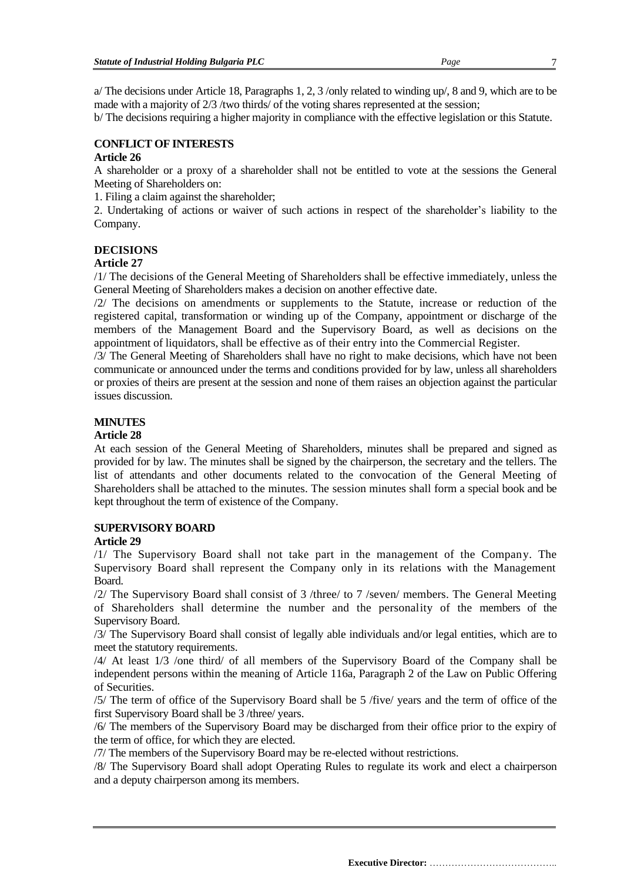a/ The decisions under Article 18, Paragraphs 1, 2, 3 /only related to winding up/, 8 and 9, which are to be made with a majority of 2/3 /two thirds/ of the voting shares represented at the session;

b/ The decisions requiring a higher majority in compliance with the effective legislation or this Statute.

**CONFLICT OF INTERESTS**

**Article 26**

A shareholder or a proxy of a shareholder shall not be entitled to vote at the sessions the General Meeting of Shareholders on:

1. Filing a claim against the shareholder;

2. Undertaking of actions or waiver of such actions in respect of the shareholder's liability to the Company.

**DECISIONS**

**Article 27**

/1/ The decisions of the General Meeting of Shareholders shall be effective immediately, unless the General Meeting of Shareholders makes a decision on another effective date.

/2/ The decisions on amendments or supplements to the Statute, increase or reduction of the registered capital, transformation or winding up of the Company, appointment or discharge of the members of the Management Board and the Supervisory Board, as well as decisions on the appointment of liquidators, shall be effective as of their entry into the Commercial Register.

/3/ The General Meeting of Shareholders shall have no right to make decisions, which have not been communicate or announced under the terms and conditions provided for by law, unless all shareholders or proxies of theirs are present at the session and none of them raises an objection against the particular issues discussion.

**MINUTES**

**Article 28**

At each session of the General Meeting of Shareholders, minutes shall be prepared and signed as provided for by law. The minutes shall be signed by the chairperson, the secretary and the tellers. The list of attendants and other documents related to the convocation of the General Meeting of Shareholders shall be attached to the minutes. The session minutes shall form a special book and be kept throughout the term of existence of the Company.

**SUPERVISORY BOARD**

**Article 29**

/1/ The Supervisory Board shall not take part in the management of the Company. The Supervisory Board shall represent the Company only in its relations with the Management Board.

/2/ The Supervisory Board shall consist of 3 /three/ to 7 /seven/ members. The General Meeting of Shareholders shall determine the number and the personality of the members of the Supervisory Board.

/3/ The Supervisory Board shall consist of legally able individuals and/or legal entities, which are to meet the statutory requirements.

/4/ At least 1/3 /one third/ of all members of the Supervisory Board of the Company shall be independent persons within the meaning of Article 116a, Paragraph 2 of the Law on Public Offering of Securities.

/5/ The term of office of the Supervisory Board shall be 5 /five/ years and the term of office of the first Supervisory Board shall be 3 /three/ years.

/6/ The members of the Supervisory Board may be discharged from their office prior to the expiry of the term of office, for which they are elected.

/7/ The members of the Supervisory Board may be re-elected without restrictions.

/8/ The Supervisory Board shall adopt Operating Rules to regulate its work and elect a chairperson and a deputy chairperson among its members.

**Executive Director:** …………………………………..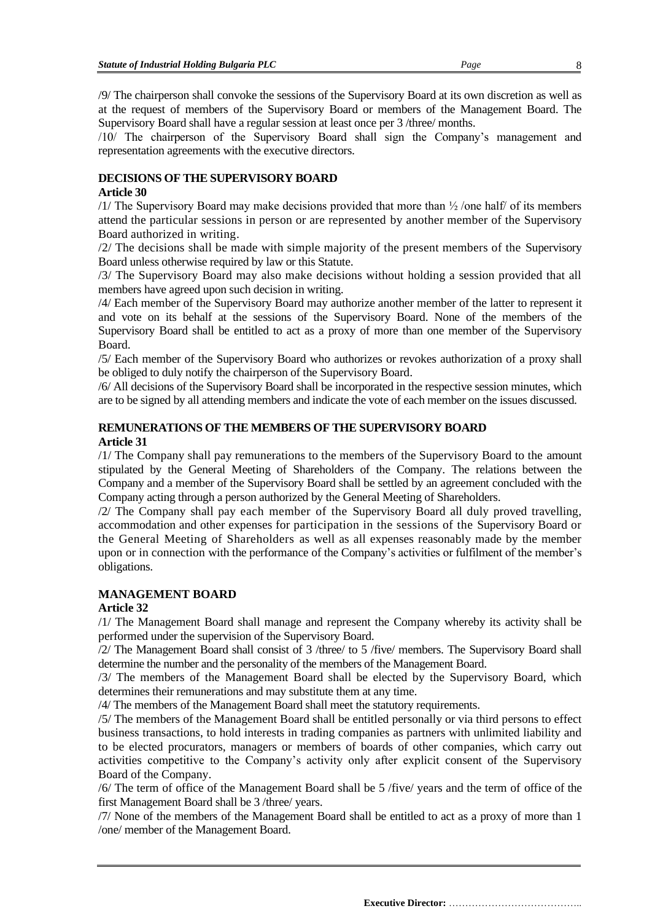/9/ The chairperson shall convoke the sessions of the Supervisory Board at its own discretion as well as at the request of members of the Supervisory Board or members of the Management Board. The Supervisory Board shall have a regular session at least once per 3 /three/ months.

/10/ The chairperson of the Supervisory Board shall sign the Company's management and representation agreements with the executive directors.

**DECISIONS OF THE SUPERVISORY BOARD**

**Article 30**

/1/ The Supervisory Board may make decisions provided that more than ½ /one half/ of its members attend the particular sessions in person or are represented by another member of the Supervisory Board authorized in writing.

/2/ The decisions shall be made with simple majority of the present members of the Supervisory Board unless otherwise required by law or this Statute.

/3/ The Supervisory Board may also make decisions without holding a session provided that all members have agreed upon such decision in writing.

/4/ Each member of the Supervisory Board may authorize another member of the latter to represent it and vote on its behalf at the sessions of the Supervisory Board. None of the members of the Supervisory Board shall be entitled to act as a proxy of more than one member of the Supervisory Board.

/5/ Each member of the Supervisory Board who authorizes or revokes authorization of a proxy shall be obliged to duly notify the chairperson of the Supervisory Board.

/6/ All decisions of the Supervisory Board shall be incorporated in the respective session minutes, which are to be signed by all attending members and indicate the vote of each member on the issues discussed.

**REMUNERATIONS OF THE MEMBERS OF THE SUPERVISORY BOARD**

**Article 31**

/1/ The Company shall pay remunerations to the members of the Supervisory Board to the amount stipulated by the General Meeting of Shareholders of the Company. The relations between the Company and a member of the Supervisory Board shall be settled by an agreement concluded with the Company acting through a person authorized by the General Meeting of Shareholders.

/2/ The Company shall pay each member of the Supervisory Board all duly proved travelling, accommodation and other expenses for participation in the sessions of the Supervisory Board or the General Meeting of Shareholders as well as all expenses reasonably made by the member upon or in connection with the performance of the Company's activities or fulfilment of the member's obligations.

**MANAGEMENT BOARD**

**Article 32**

/1/ The Management Board shall manage and represent the Company whereby its activity shall be performed under the supervision of the Supervisory Board.

/2/ The Management Board shall consist of 3 /three/ to 5 /five/ members. The Supervisory Board shall determine the number and the personality of the members of the Management Board.

/3/ The members of the Management Board shall be elected by the Supervisory Board, which determines their remunerations and may substitute them at any time.

/4/ The members of the Management Board shall meet the statutory requirements.

/5/ The members of the Management Board shall be entitled personally or via third persons to effect business transactions, to hold interests in trading companies as partners with unlimited liability and to be elected procurators, managers or members of boards of other companies, which carry out activities competitive to the Company's activity only after explicit consent of the Supervisory Board of the Company.

/6/ The term of office of the Management Board shall be 5 /five/ years and the term of office of the first Management Board shall be 3 /three/ years.

/7/ None of the members of the Management Board shall be entitled to act as a proxy of more than 1 /one/ member of the Management Board.

**Executive Director:** …………………………………..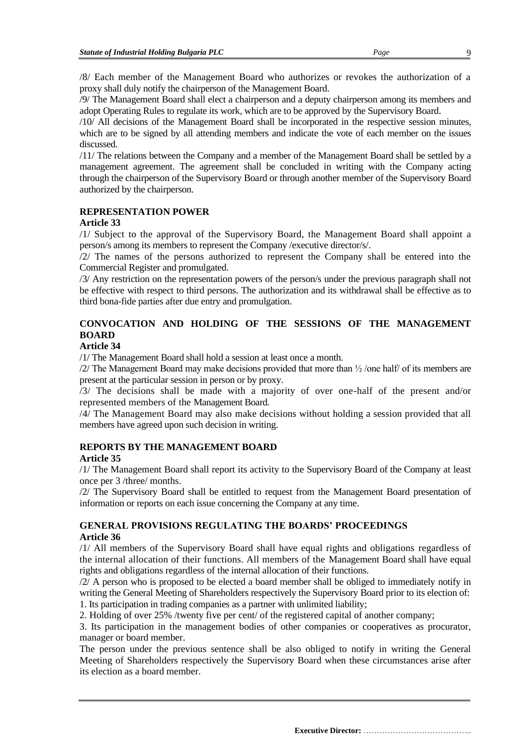/8/ Each member of the Management Board who authorizes or revokes the authorization of a proxy shall duly notify the chairperson of the Management Board.

/9/ The Management Board shall elect a chairperson and a deputy chairperson among its members and adopt Operating Rules to regulate its work, which are to be approved by the Supervisory Board.

/10/ All decisions of the Management Board shall be incorporated in the respective session minutes, which are to be signed by all attending members and indicate the vote of each member on the issues discussed.

/11/ The relations between the Company and a member of the Management Board shall be settled by a management agreement. The agreement shall be concluded in writing with the Company acting through the chairperson of the Supervisory Board or through another member of the Supervisory Board authorized by the chairperson.

## REPRESENTATION POWER

### Article 33

/1/ Subject to the approval of the Supervisory Board, the Management Board shall appoint a person/s among its members to represent the Company /executive director/s/.

/2/ The names of the persons authorized to represent the Company shall be entered into the Commercial Register and promulgated.

/3/ Any restriction on the representation powers of the person/s under the previous paragraph shall not be effective with respect to third persons. The authorization and its withdrawal shall be effective as to third bona-fide parties after due entry and promulgation.

## CONVOCATION AND HOLDING OF THE SESSIONS OF THE MANAGEMENT BOARD

### Article 34

/1/ The Management Board shall hold a session at least once a month.

/2/ The Management Board may make decisions provided that more than ½ /one half/ of its members are present at the particular session in person or by proxy.

/3/ The decisions shall be made with a majority of over one-half of the present and/or represented members of the Management Board.

/4/ The Management Board may also make decisions without holding a session provided that all members have agreed upon such decision in writing.

## REPORTS BY THE MANAGEMENT BOARD

### Article 35

/1/ The Management Board shall report its activity to the Supervisory Board of the Company at least once per 3 /three/ months.

/2/ The Supervisory Board shall be entitled to request from the Management Board presentation of information or reports on each issue concerning the Company at any time.

## GENERAL PROVISIONS REGULATING THE BOARDS' PROCEEDINGS

### Article 36

/1/ All members of the Supervisory Board shall have equal rights and obligations regardless of the internal allocation of their functions. All members of the Management Board shall have equal rights and obligations regardless of the internal allocation of their functions.

/2/ A person who is proposed to be elected a board member shall be obliged to immediately notify in writing the General Meeting of Shareholders respectively the Supervisory Board prior to its election of:

1. Its participation in trading companies as a partner with unlimited liability;
2. Holding of over 25% /twenty five per cent/ of the registered capital of another company;
3. Its participation in the management bodies of other companies or cooperatives as procurator, manager or board member.

The person under the previous sentence shall be also obliged to notify in writing the General Meeting of Shareholders respectively the Supervisory Board when these circumstances arise after its election as a board member.

**Executive Director:** …………………………………..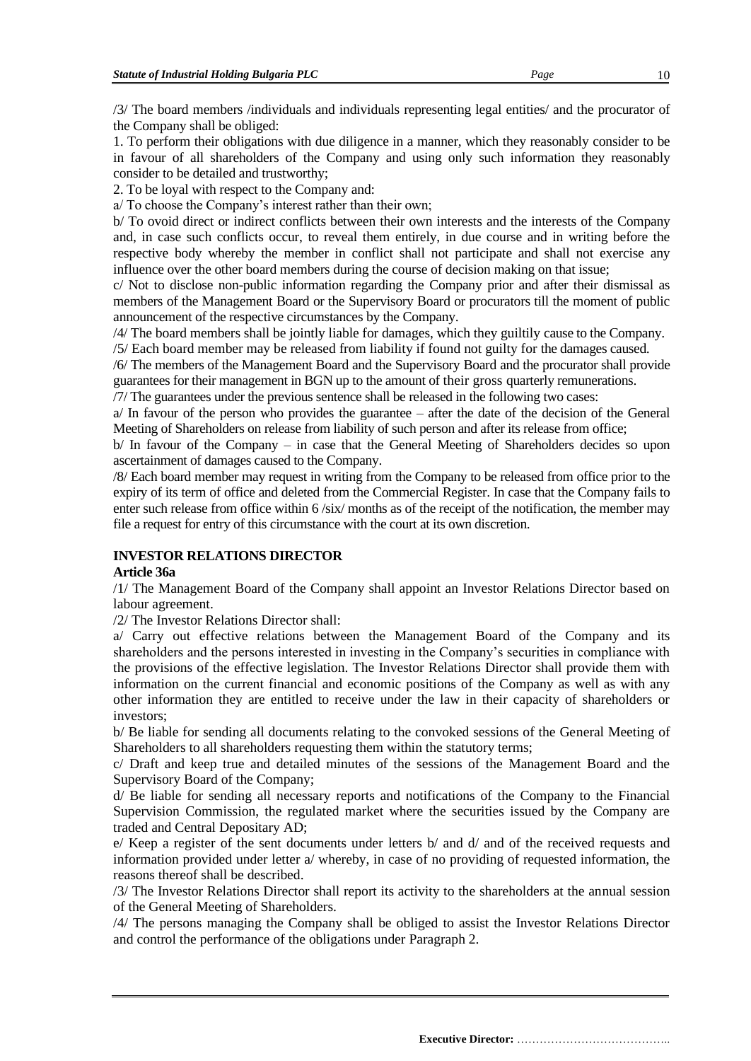/3/ The board members /individuals and individuals representing legal entities/ and the procurator of the Company shall be obliged:

1. To perform their obligations with due diligence in a manner, which they reasonably consider to be in favour of all shareholders of the Company and using only such information they reasonably consider to be detailed and trustworthy;
2. To be loyal with respect to the Company and:

a/ To choose the Company's interest rather than their own;

b/ To ovoid direct or indirect conflicts between their own interests and the interests of the Company and, in case such conflicts occur, to reveal them entirely, in due course and in writing before the respective body whereby the member in conflict shall not participate and shall not exercise any influence over the other board members during the course of decision making on that issue;

c/ Not to disclose non-public information regarding the Company prior and after their dismissal as members of the Management Board or the Supervisory Board or procurators till the moment of public announcement of the respective circumstances by the Company.

/4/ The board members shall be jointly liable for damages, which they guiltily cause to the Company.

/5/ Each board member may be released from liability if found not guilty for the damages caused.

/6/ The members of the Management Board and the Supervisory Board and the procurator shall provide guarantees for their management in BGN up to the amount of their gross quarterly remunerations.

/7/ The guarantees under the previous sentence shall be released in the following two cases:

a/ In favour of the person who provides the guarantee – after the date of the decision of the General Meeting of Shareholders on release from liability of such person and after its release from office;

b/ In favour of the Company – in case that the General Meeting of Shareholders decides so upon ascertainment of damages caused to the Company.

/8/ Each board member may request in writing from the Company to be released from office prior to the expiry of its term of office and deleted from the Commercial Register. In case that the Company fails to enter such release from office within 6 /six/ months as of the receipt of the notification, the member may file a request for entry of this circumstance with the court at its own discretion.

## INVESTOR RELATIONS DIRECTOR

### Article 36a

/1/ The Management Board of the Company shall appoint an Investor Relations Director based on labour agreement.

/2/ The Investor Relations Director shall:

a/ Carry out effective relations between the Management Board of the Company and its shareholders and the persons interested in investing in the Company's securities in compliance with the provisions of the effective legislation. The Investor Relations Director shall provide them with information on the current financial and economic positions of the Company as well as with any other information they are entitled to receive under the law in their capacity of shareholders or investors;

b/ Be liable for sending all documents relating to the convoked sessions of the General Meeting of Shareholders to all shareholders requesting them within the statutory terms;

c/ Draft and keep true and detailed minutes of the sessions of the Management Board and the Supervisory Board of the Company;

d/ Be liable for sending all necessary reports and notifications of the Company to the Financial Supervision Commission, the regulated market where the securities issued by the Company are traded and Central Depositary AD;

e/ Keep a register of the sent documents under letters b/ and d/ and of the received requests and information provided under letter a/ whereby, in case of no providing of requested information, the reasons thereof shall be described.

/3/ The Investor Relations Director shall report its activity to the shareholders at the annual session of the General Meeting of Shareholders.

/4/ The persons managing the Company shall be obliged to assist the Investor Relations Director and control the performance of the obligations under Paragraph 2.

**Executive Director:** …………………………………..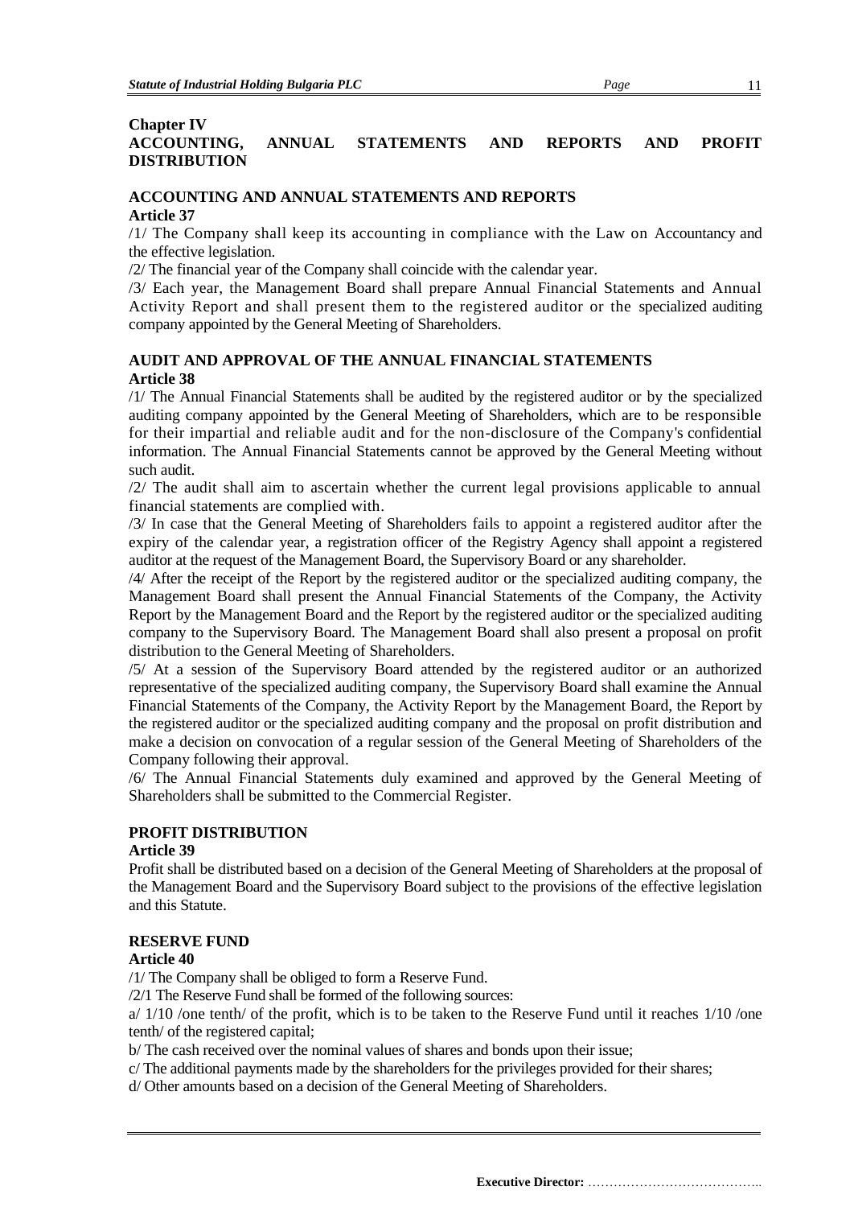## Chapter IV
## ACCOUNTING, ANNUAL STATEMENTS AND REPORTS AND PROFIT DISTRIBUTION

### ACCOUNTING AND ANNUAL STATEMENTS AND REPORTS

**Article 37**

/1/ The Company shall keep its accounting in compliance with the Law on Accountancy and the effective legislation.

/2/ The financial year of the Company shall coincide with the calendar year.

/3/ Each year, the Management Board shall prepare Annual Financial Statements and Annual Activity Report and shall present them to the registered auditor or the specialized auditing company appointed by the General Meeting of Shareholders.

### AUDIT AND APPROVAL OF THE ANNUAL FINANCIAL STATEMENTS

**Article 38**

/1/ The Annual Financial Statements shall be audited by the registered auditor or by the specialized auditing company appointed by the General Meeting of Shareholders, which are to be responsible for their impartial and reliable audit and for the non-disclosure of the Company's confidential information. The Annual Financial Statements cannot be approved by the General Meeting without such audit.

/2/ The audit shall aim to ascertain whether the current legal provisions applicable to annual financial statements are complied with.

/3/ In case that the General Meeting of Shareholders fails to appoint a registered auditor after the expiry of the calendar year, a registration officer of the Registry Agency shall appoint a registered auditor at the request of the Management Board, the Supervisory Board or any shareholder.

/4/ After the receipt of the Report by the registered auditor or the specialized auditing company, the Management Board shall present the Annual Financial Statements of the Company, the Activity Report by the Management Board and the Report by the registered auditor or the specialized auditing company to the Supervisory Board. The Management Board shall also present a proposal on profit distribution to the General Meeting of Shareholders.

/5/ At a session of the Supervisory Board attended by the registered auditor or an authorized representative of the specialized auditing company, the Supervisory Board shall examine the Annual Financial Statements of the Company, the Activity Report by the Management Board, the Report by the registered auditor or the specialized auditing company and the proposal on profit distribution and make a decision on convocation of a regular session of the General Meeting of Shareholders of the Company following their approval.

/6/ The Annual Financial Statements duly examined and approved by the General Meeting of Shareholders shall be submitted to the Commercial Register.

### PROFIT DISTRIBUTION

**Article 39**

Profit shall be distributed based on a decision of the General Meeting of Shareholders at the proposal of the Management Board and the Supervisory Board subject to the provisions of the effective legislation and this Statute.

### RESERVE FUND

**Article 40**

/1/ The Company shall be obliged to form a Reserve Fund.

/2/1 The Reserve Fund shall be formed of the following sources:

a/ 1/10 /one tenth/ of the profit, which is to be taken to the Reserve Fund until it reaches 1/10 /one tenth/ of the registered capital;

b/ The cash received over the nominal values of shares and bonds upon their issue;

c/ The additional payments made by the shareholders for the privileges provided for their shares;

d/ Other amounts based on a decision of the General Meeting of Shareholders.

**Executive Director:** …………………………………..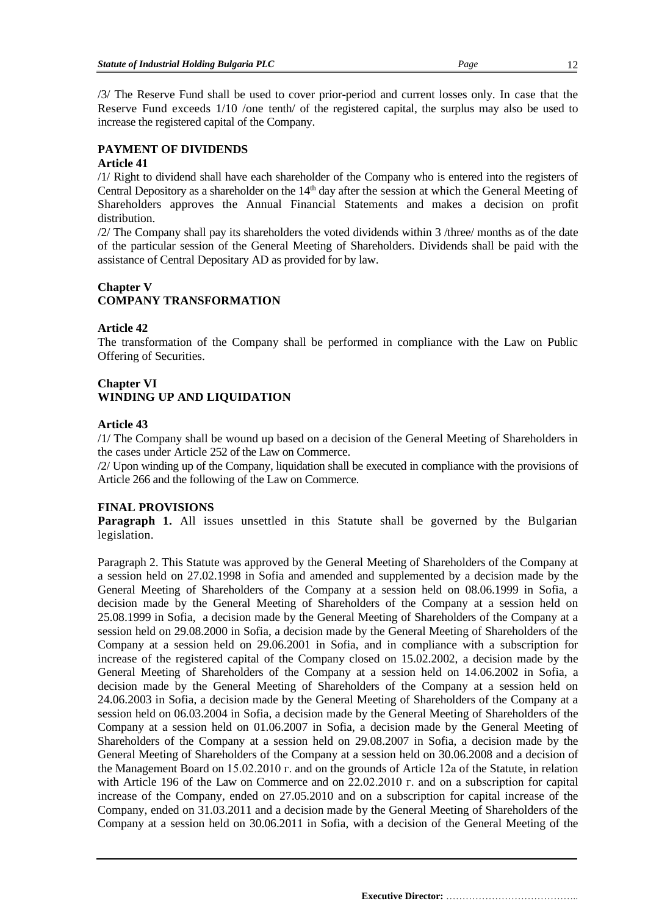/3/ The Reserve Fund shall be used to cover prior-period and current losses only. In case that the Reserve Fund exceeds 1/10 /one tenth/ of the registered capital, the surplus may also be used to increase the registered capital of the Company.

**PAYMENT OF DIVIDENDS**

**Article 41**

/1/ Right to dividend shall have each shareholder of the Company who is entered into the registers of Central Depository as a shareholder on the 14th day after the session at which the General Meeting of Shareholders approves the Annual Financial Statements and makes a decision on profit distribution.

/2/ The Company shall pay its shareholders the voted dividends within 3 /three/ months as of the date of the particular session of the General Meeting of Shareholders. Dividends shall be paid with the assistance of Central Depositary AD as provided for by law.

## Chapter V
## COMPANY TRANSFORMATION

**Article 42**

The transformation of the Company shall be performed in compliance with the Law on Public Offering of Securities.

## Chapter VI
## WINDING UP AND LIQUIDATION

**Article 43**

/1/ The Company shall be wound up based on a decision of the General Meeting of Shareholders in the cases under Article 252 of the Law on Commerce.

/2/ Upon winding up of the Company, liquidation shall be executed in compliance with the provisions of Article 266 and the following of the Law on Commerce.

**FINAL PROVISIONS**

**Paragraph 1.** All issues unsettled in this Statute shall be governed by the Bulgarian legislation.

Paragraph 2. This Statute was approved by the General Meeting of Shareholders of the Company at a session held on 27.02.1998 in Sofia and amended and supplemented by a decision made by the General Meeting of Shareholders of the Company at a session held on 08.06.1999 in Sofia, a decision made by the General Meeting of Shareholders of the Company at a session held on 25.08.1999 in Sofia, a decision made by the General Meeting of Shareholders of the Company at a session held on 29.08.2000 in Sofia, a decision made by the General Meeting of Shareholders of the Company at a session held on 29.06.2001 in Sofia, and in compliance with a subscription for increase of the registered capital of the Company closed on 15.02.2002, a decision made by the General Meeting of Shareholders of the Company at a session held on 14.06.2002 in Sofia, a decision made by the General Meeting of Shareholders of the Company at a session held on 24.06.2003 in Sofia, a decision made by the General Meeting of Shareholders of the Company at a session held on 06.03.2004 in Sofia, a decision made by the General Meeting of Shareholders of the Company at a session held on 01.06.2007 in Sofia, a decision made by the General Meeting of Shareholders of the Company at a session held on 29.08.2007 in Sofia, a decision made by the General Meeting of Shareholders of the Company at a session held on 30.06.2008 and a decision of the Management Board on 15.02.2010 г. and on the grounds of Article 12a of the Statute, in relation with Article 196 of the Law on Commerce and on 22.02.2010 г. and on a subscription for capital increase of the Company, ended on 27.05.2010 and on a subscription for capital increase of the Company, ended on 31.03.2011 and a decision made by the General Meeting of Shareholders of the Company at a session held on 30.06.2011 in Sofia, with a decision of the General Meeting of the

**Executive Director:** …………………………………..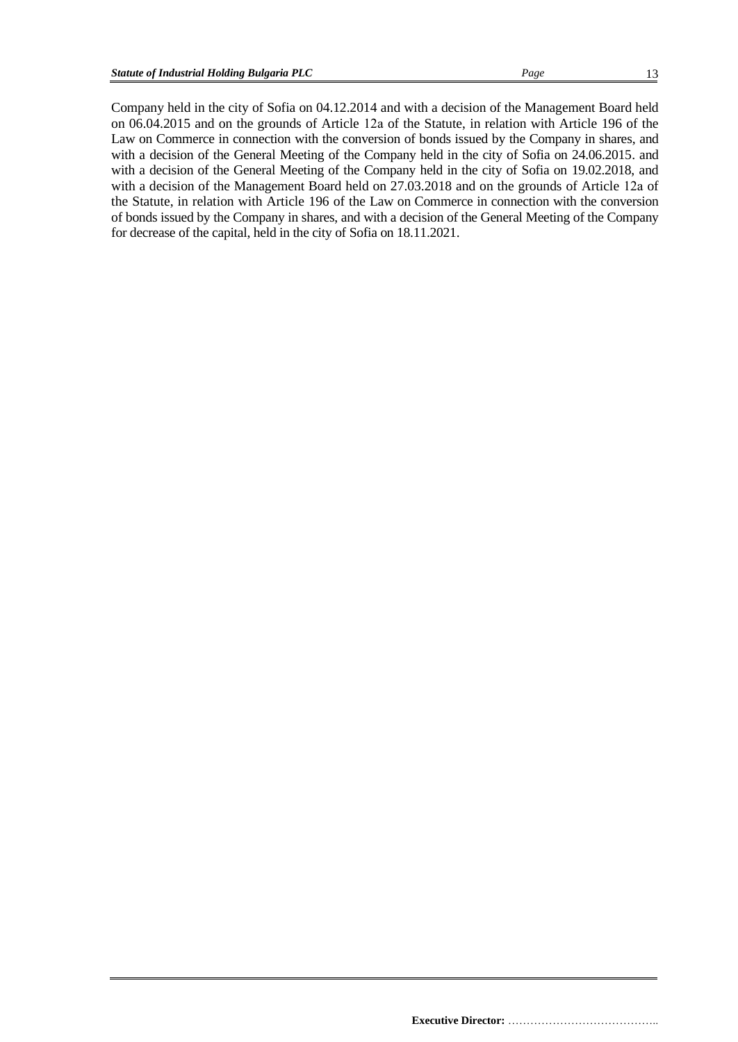Company held in the city of Sofia on 04.12.2014 and with a decision of the Management Board held on 06.04.2015 and on the grounds of Article 12a of the Statute, in relation with Article 196 of the Law on Commerce in connection with the conversion of bonds issued by the Company in shares, and with a decision of the General Meeting of the Company held in the city of Sofia on 24.06.2015. and with a decision of the General Meeting of the Company held in the city of Sofia on 19.02.2018, and with a decision of the Management Board held on 27.03.2018 and on the grounds of Article 12a of the Statute, in relation with Article 196 of the Law on Commerce in connection with the conversion of bonds issued by the Company in shares, and with a decision of the General Meeting of the Company for decrease of the capital, held in the city of Sofia on 18.11.2021.

**Executive Director:** …………………………………..